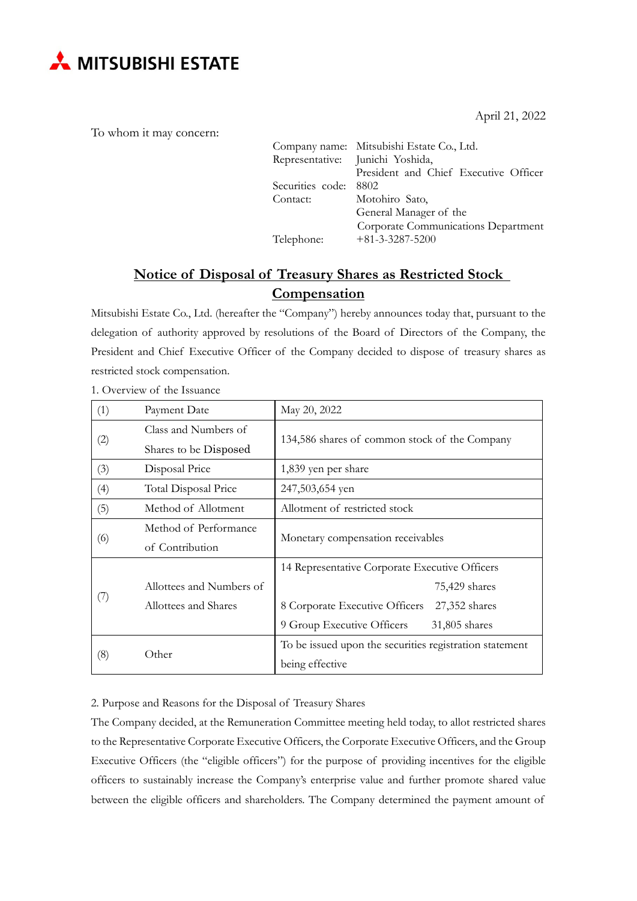MITSUBISHI ESTATE

April 21, 2022

To whom it may concern:

Company name: Mitsubishi Estate Co., Ltd.
Representative: Junichi Yoshida, President and Chief Executive Officer
Securities code: 8802
Contact: Motohiro Sato, General Manager of the Corporate Communications Department
Telephone: +81-3-3287-5200

# Notice of Disposal of Treasury Shares as Restricted Stock Compensation

Mitsubishi Estate Co., Ltd. (hereafter the "Company") hereby announces today that, pursuant to the delegation of authority approved by resolutions of the Board of Directors of the Company, the President and Chief Executive Officer of the Company decided to dispose of treasury shares as restricted stock compensation.

1. Overview of the Issuance

| | | |
|---|---|---|
| (1) | Payment Date | May 20, 2022 |
| (2) | Class and Numbers of Shares to be Disposed | 134,586 shares of common stock of the Company |
| (3) | Disposal Price | 1,839 yen per share |
| (4) | Total Disposal Price | 247,503,654 yen |
| (5) | Method of Allotment | Allotment of restricted stock |
| (6) | Method of Performance of Contribution | Monetary compensation receivables |
| (7) | Allottees and Numbers of Allottees and Shares | 14 Representative Corporate Executive Officers 75,429 shares<br>8 Corporate Executive Officers 27,352 shares<br>9 Group Executive Officers 31,805 shares |
| (8) | Other | To be issued upon the securities registration statement being effective |

2. Purpose and Reasons for the Disposal of Treasury Shares

The Company decided, at the Remuneration Committee meeting held today, to allot restricted shares to the Representative Corporate Executive Officers, the Corporate Executive Officers, and the Group Executive Officers (the "eligible officers") for the purpose of providing incentives for the eligible officers to sustainably increase the Company's enterprise value and further promote shared value between the eligible officers and shareholders. The Company determined the payment amount of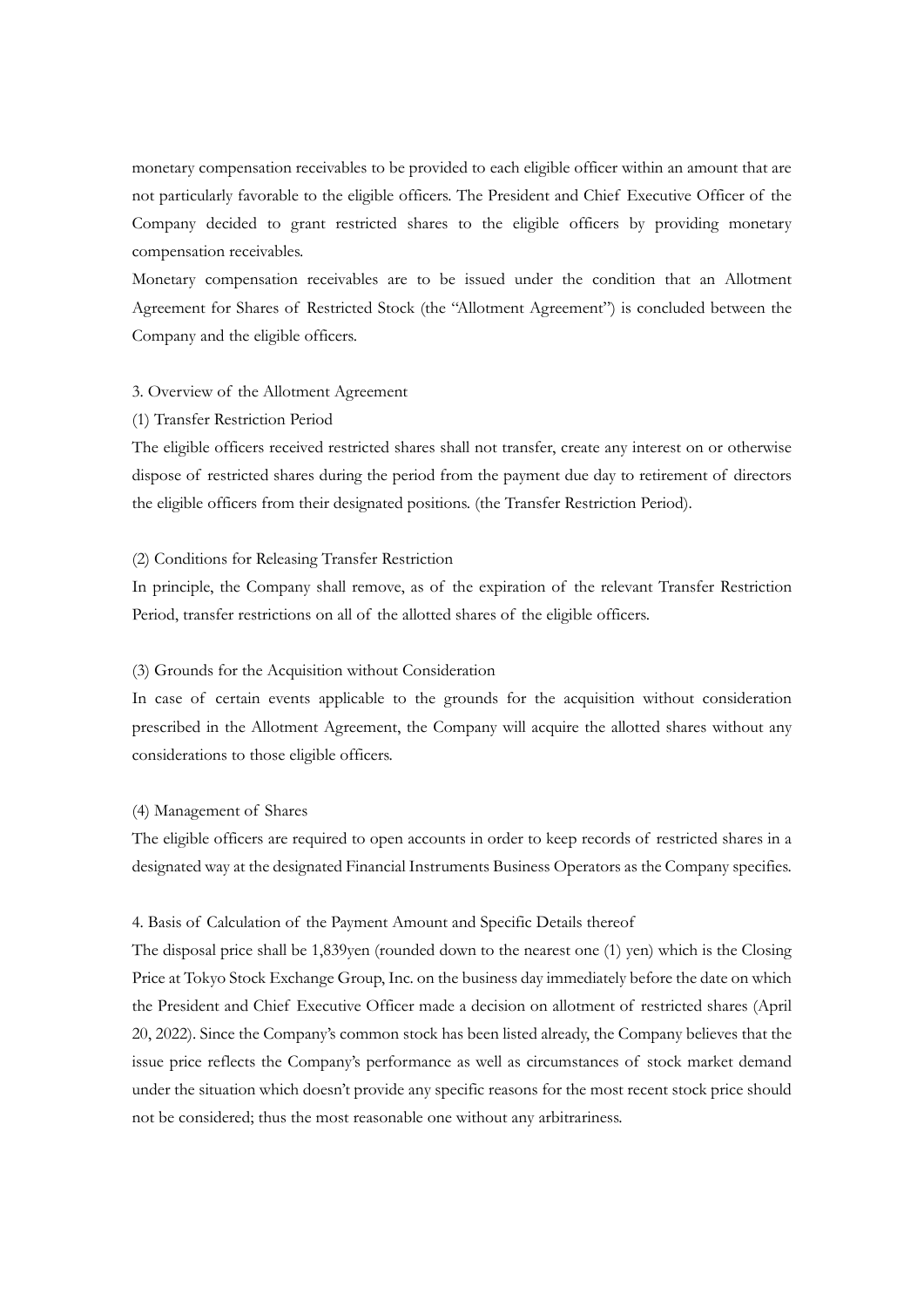monetary compensation receivables to be provided to each eligible officer within an amount that are not particularly favorable to the eligible officers. The President and Chief Executive Officer of the Company decided to grant restricted shares to the eligible officers by providing monetary compensation receivables.

Monetary compensation receivables are to be issued under the condition that an Allotment Agreement for Shares of Restricted Stock (the "Allotment Agreement") is concluded between the Company and the eligible officers.

3. Overview of the Allotment Agreement

(1) Transfer Restriction Period

The eligible officers received restricted shares shall not transfer, create any interest on or otherwise dispose of restricted shares during the period from the payment due day to retirement of directors the eligible officers from their designated positions. (the Transfer Restriction Period).

(2) Conditions for Releasing Transfer Restriction

In principle, the Company shall remove, as of the expiration of the relevant Transfer Restriction Period, transfer restrictions on all of the allotted shares of the eligible officers.

(3) Grounds for the Acquisition without Consideration

In case of certain events applicable to the grounds for the acquisition without consideration prescribed in the Allotment Agreement, the Company will acquire the allotted shares without any considerations to those eligible officers.

(4) Management of Shares

The eligible officers are required to open accounts in order to keep records of restricted shares in a designated way at the designated Financial Instruments Business Operators as the Company specifies.

4. Basis of Calculation of the Payment Amount and Specific Details thereof

The disposal price shall be 1,839yen (rounded down to the nearest one (1) yen) which is the Closing Price at Tokyo Stock Exchange Group, Inc. on the business day immediately before the date on which the President and Chief Executive Officer made a decision on allotment of restricted shares (April 20, 2022). Since the Company's common stock has been listed already, the Company believes that the issue price reflects the Company's performance as well as circumstances of stock market demand under the situation which doesn't provide any specific reasons for the most recent stock price should not be considered; thus the most reasonable one without any arbitrariness.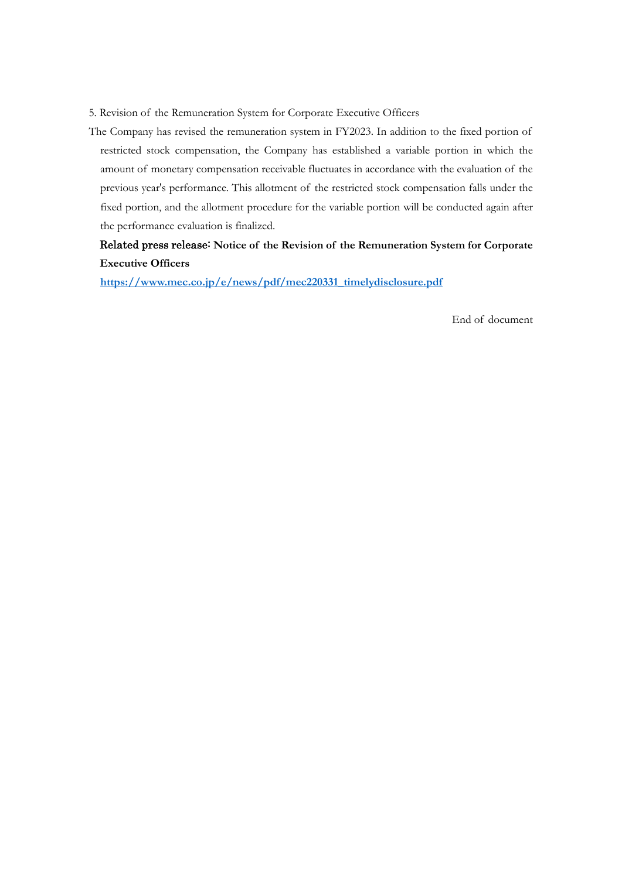5. Revision of the Remuneration System for Corporate Executive Officers

The Company has revised the remuneration system in FY2023. In addition to the fixed portion of restricted stock compensation, the Company has established a variable portion in which the amount of monetary compensation receivable fluctuates in accordance with the evaluation of the previous year's performance. This allotment of the restricted stock compensation falls under the fixed portion, and the allotment procedure for the variable portion will be conducted again after the performance evaluation is finalized.

Related press release: **Notice of the Revision of the Remuneration System for Corporate Executive Officers**

**https://www.mec.co.jp/e/news/pdf/mec220331_timelydisclosure.pdf**

End of document